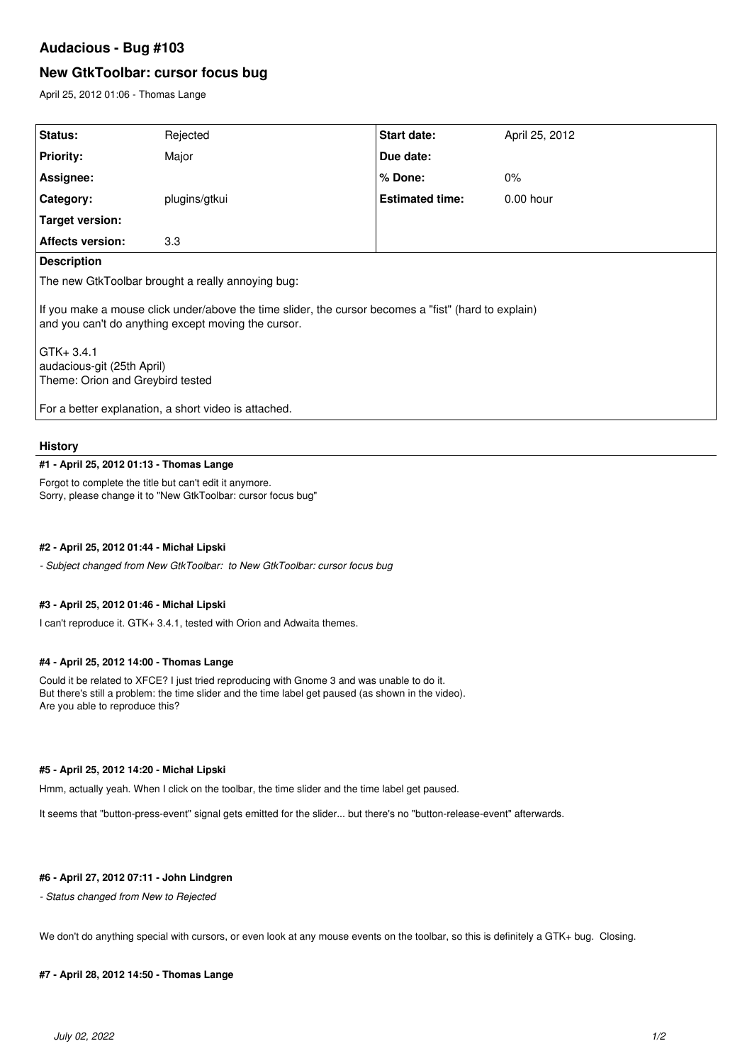# Audacious - Bug #103

## New GtkToolbar: cursor focus bug

April 25, 2012 01:06 - Thomas Lange

| | | | |
|---|---|---|---|
| **Status:** | Rejected | **Start date:** | April 25, 2012 |
| **Priority:** | Major | **Due date:** | |
| **Assignee:** | | **% Done:** | 0% |
| **Category:** | plugins/gtkui | **Estimated time:** | 0.00 hour |
| **Target version:** | | | |
| **Affects version:** | 3.3 | | |

**Description**

The new GtkToolbar brought a really annoying bug:

If you make a mouse click under/above the time slider, the cursor becomes a "fist" (hard to explain)
and you can't do anything except moving the cursor.

GTK+ 3.4.1
audacious-git (25th April)
Theme: Orion and Greybird tested

For a better explanation, a short video is attached.

### History

#### #1 - April 25, 2012 01:13 - Thomas Lange

Forgot to complete the title but can't edit it anymore.
Sorry, please change it to "New GtkToolbar: cursor focus bug"

#### #2 - April 25, 2012 01:44 - Michał Lipski

*- Subject changed from New GtkToolbar: to New GtkToolbar: cursor focus bug*

#### #3 - April 25, 2012 01:46 - Michał Lipski

I can't reproduce it. GTK+ 3.4.1, tested with Orion and Adwaita themes.

#### #4 - April 25, 2012 14:00 - Thomas Lange

Could it be related to XFCE? I just tried reproducing with Gnome 3 and was unable to do it.
But there's still a problem: the time slider and the time label get paused (as shown in the video).
Are you able to reproduce this?

#### #5 - April 25, 2012 14:20 - Michał Lipski

Hmm, actually yeah. When I click on the toolbar, the time slider and the time label get paused.

It seems that "button-press-event" signal gets emitted for the slider... but there's no "button-release-event" afterwards.

#### #6 - April 27, 2012 07:11 - John Lindgren

*- Status changed from New to Rejected*

We don't do anything special with cursors, or even look at any mouse events on the toolbar, so this is definitely a GTK+ bug. Closing.

#### #7 - April 28, 2012 14:50 - Thomas Lange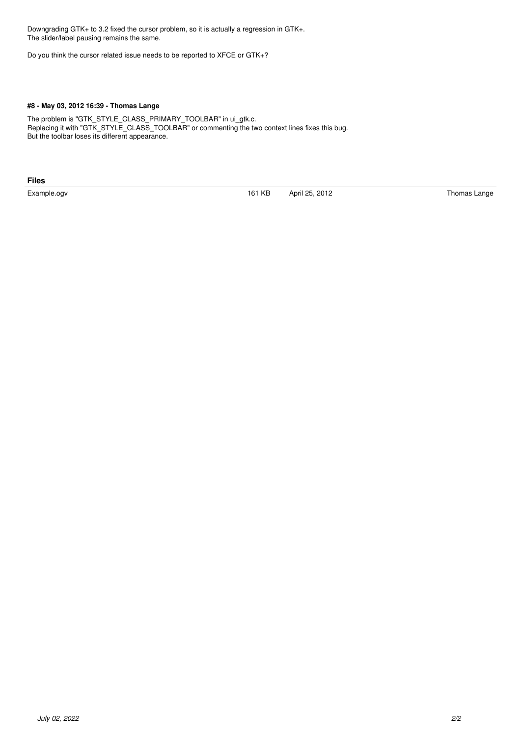Downgrading GTK+ to 3.2 fixed the cursor problem, so it is actually a regression in GTK+.
The slider/label pausing remains the same.

Do you think the cursor related issue needs to be reported to XFCE or GTK+?

#### #8 - May 03, 2012 16:39 - Thomas Lange

The problem is "GTK_STYLE_CLASS_PRIMARY_TOOLBAR" in ui_gtk.c.
Replacing it with "GTK_STYLE_CLASS_TOOLBAR" or commenting the two context lines fixes this bug.
But the toolbar loses its different appearance.

### Files

| | | | |
|---|---|---|---|
| Example.ogv | 161 KB | April 25, 2012 | Thomas Lange |